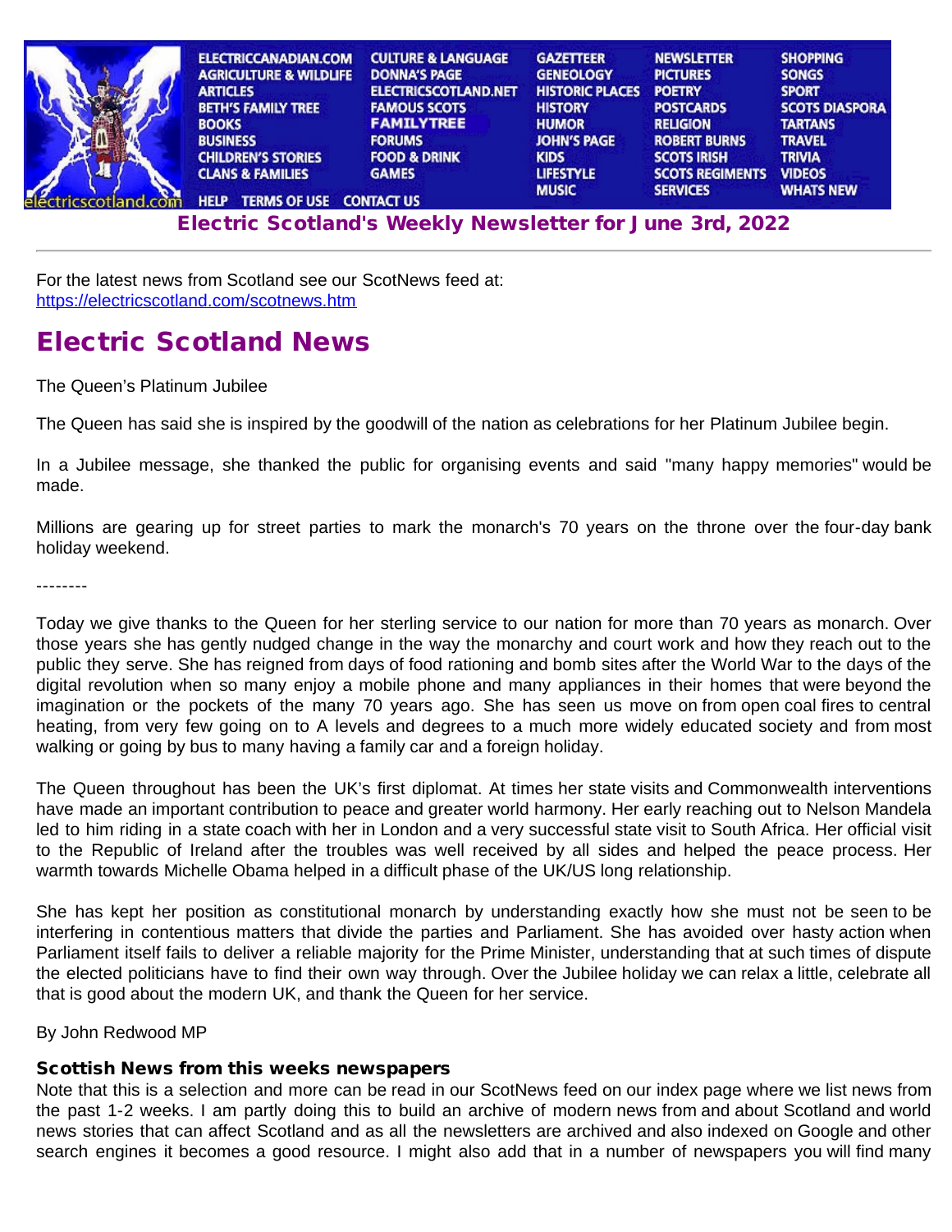ELECTRICCANADIAN.COM | AGRICULTURE & WILDLIFE | ARTICLES | BETH'S FAMILY TREE | BOOKS | BUSINESS | CHILDREN'S STORIES | CLANS & FAMILIES | CULTURE & LANGUAGE | DONNA'S PAGE | ELECTRICSCOTLAND.NET | FAMOUS SCOTS | FAMILYTREE | FORUMS | FOOD & DRINK | GAMES | GAZETTEER | GENEOLOGY | HISTORIC PLACES | HISTORY | HUMOR | JOHN'S PAGE | KIDS | LIFESTYLE | MUSIC | NEWSLETTER | PICTURES | POETRY | POSTCARDS | RELIGION | ROBERT BURNS | SCOTS IRISH | SCOTS REGIMENTS | SERVICES | SHOPPING | SONGS | SPORT | SCOTS DIASPORA | TARTANS | TRAVEL | TRIVIA | VIDEOS | WHATS NEW | HELP | TERMS OF USE | CONTACT US

electricscotland.com

## Electric Scotland's Weekly Newsletter for June 3rd, 2022

---

For the latest news from Scotland see our ScotNews feed at:
https://electricscotland.com/scotnews.htm

# Electric Scotland News

The Queen's Platinum Jubilee

The Queen has said she is inspired by the goodwill of the nation as celebrations for her Platinum Jubilee begin.

In a Jubilee message, she thanked the public for organising events and said "many happy memories" would be made.

Millions are gearing up for street parties to mark the monarch's 70 years on the throne over the four-day bank holiday weekend.

--------

Today we give thanks to the Queen for her sterling service to our nation for more than 70 years as monarch. Over those years she has gently nudged change in the way the monarchy and court work and how they reach out to the public they serve. She has reigned from days of food rationing and bomb sites after the World War to the days of the digital revolution when so many enjoy a mobile phone and many appliances in their homes that were beyond the imagination or the pockets of the many 70 years ago. She has seen us move on from open coal fires to central heating, from very few going on to A levels and degrees to a much more widely educated society and from most walking or going by bus to many having a family car and a foreign holiday.

The Queen throughout has been the UK's first diplomat. At times her state visits and Commonwealth interventions have made an important contribution to peace and greater world harmony. Her early reaching out to Nelson Mandela led to him riding in a state coach with her in London and a very successful state visit to South Africa. Her official visit to the Republic of Ireland after the troubles was well received by all sides and helped the peace process. Her warmth towards Michelle Obama helped in a difficult phase of the UK/US long relationship.

She has kept her position as constitutional monarch by understanding exactly how she must not be seen to be interfering in contentious matters that divide the parties and Parliament. She has avoided over hasty action when Parliament itself fails to deliver a reliable majority for the Prime Minister, understanding that at such times of dispute the elected politicians have to find their own way through. Over the Jubilee holiday we can relax a little, celebrate all that is good about the modern UK, and thank the Queen for her service.

By John Redwood MP

### Scottish News from this weeks newspapers

Note that this is a selection and more can be read in our ScotNews feed on our index page where we list news from the past 1-2 weeks. I am partly doing this to build an archive of modern news from and about Scotland and world news stories that can affect Scotland and as all the newsletters are archived and also indexed on Google and other search engines it becomes a good resource. I might also add that in a number of newspapers you will find many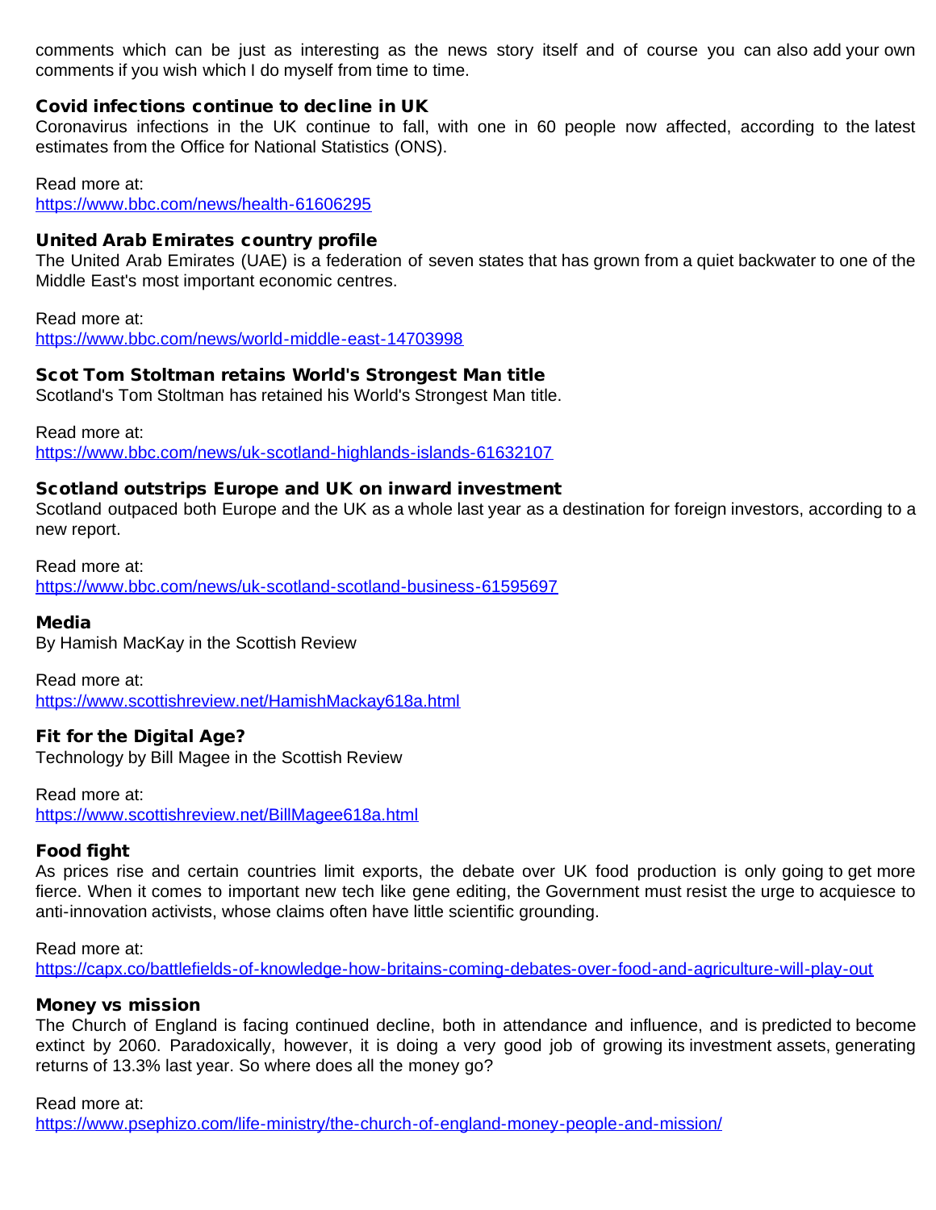comments which can be just as interesting as the news story itself and of course you can also add your own comments if you wish which I do myself from time to time.

### Covid infections continue to decline in UK

Coronavirus infections in the UK continue to fall, with one in 60 people now affected, according to the latest estimates from the Office for National Statistics (ONS).

Read more at:
https://www.bbc.com/news/health-61606295

### United Arab Emirates country profile

The United Arab Emirates (UAE) is a federation of seven states that has grown from a quiet backwater to one of the Middle East's most important economic centres.

Read more at:
https://www.bbc.com/news/world-middle-east-14703998

### Scot Tom Stoltman retains World's Strongest Man title

Scotland's Tom Stoltman has retained his World's Strongest Man title.

Read more at:
https://www.bbc.com/news/uk-scotland-highlands-islands-61632107

### Scotland outstrips Europe and UK on inward investment

Scotland outpaced both Europe and the UK as a whole last year as a destination for foreign investors, according to a new report.

Read more at:
https://www.bbc.com/news/uk-scotland-scotland-business-61595697

### Media

By Hamish MacKay in the Scottish Review

Read more at:
https://www.scottishreview.net/HamishMackay618a.html

### Fit for the Digital Age?

Technology by Bill Magee in the Scottish Review

Read more at:
https://www.scottishreview.net/BillMagee618a.html

### Food fight

As prices rise and certain countries limit exports, the debate over UK food production is only going to get more fierce. When it comes to important new tech like gene editing, the Government must resist the urge to acquiesce to anti-innovation activists, whose claims often have little scientific grounding.

Read more at:
https://capx.co/battlefields-of-knowledge-how-britains-coming-debates-over-food-and-agriculture-will-play-out

### Money vs mission

The Church of England is facing continued decline, both in attendance and influence, and is predicted to become extinct by 2060. Paradoxically, however, it is doing a very good job of growing its investment assets, generating returns of 13.3% last year. So where does all the money go?

Read more at:
https://www.psephizo.com/life-ministry/the-church-of-england-money-people-and-mission/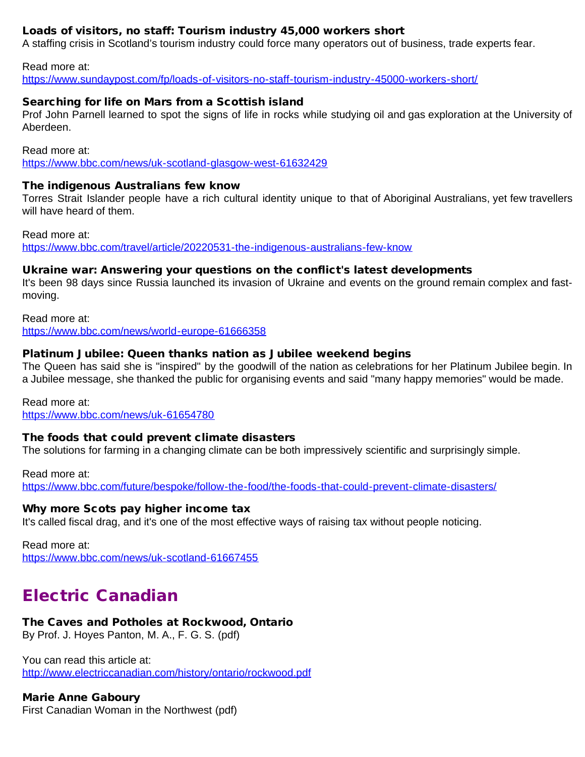### Loads of visitors, no staff: Tourism industry 45,000 workers short

A staffing crisis in Scotland's tourism industry could force many operators out of business, trade experts fear.

Read more at:
https://www.sundaypost.com/fp/loads-of-visitors-no-staff-tourism-industry-45000-workers-short/

### Searching for life on Mars from a Scottish island

Prof John Parnell learned to spot the signs of life in rocks while studying oil and gas exploration at the University of Aberdeen.

Read more at:
https://www.bbc.com/news/uk-scotland-glasgow-west-61632429

### The indigenous Australians few know

Torres Strait Islander people have a rich cultural identity unique to that of Aboriginal Australians, yet few travellers will have heard of them.

Read more at:
https://www.bbc.com/travel/article/20220531-the-indigenous-australians-few-know

### Ukraine war: Answering your questions on the conflict's latest developments

It's been 98 days since Russia launched its invasion of Ukraine and events on the ground remain complex and fast-moving.

Read more at:
https://www.bbc.com/news/world-europe-61666358

### Platinum Jubilee: Queen thanks nation as Jubilee weekend begins

The Queen has said she is "inspired" by the goodwill of the nation as celebrations for her Platinum Jubilee begin. In a Jubilee message, she thanked the public for organising events and said "many happy memories" would be made.

Read more at:
https://www.bbc.com/news/uk-61654780

### The foods that could prevent climate disasters

The solutions for farming in a changing climate can be both impressively scientific and surprisingly simple.

Read more at:
https://www.bbc.com/future/bespoke/follow-the-food/the-foods-that-could-prevent-climate-disasters/

### Why more Scots pay higher income tax

It's called fiscal drag, and it's one of the most effective ways of raising tax without people noticing.

Read more at:
https://www.bbc.com/news/uk-scotland-61667455

## Electric Canadian

### The Caves and Potholes at Rockwood, Ontario

By Prof. J. Hoyes Panton, M. A., F. G. S. (pdf)

You can read this article at:
http://www.electriccanadian.com/history/ontario/rockwood.pdf

### Marie Anne Gaboury

First Canadian Woman in the Northwest (pdf)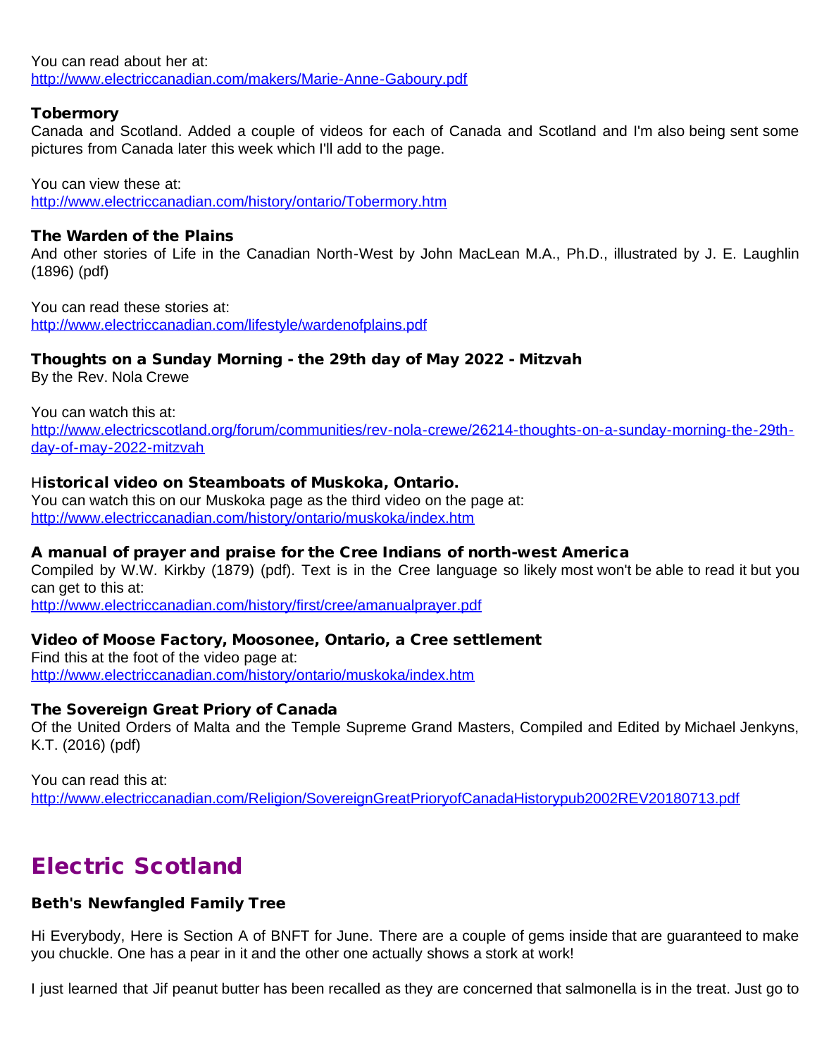You can read about her at:
http://www.electriccanadian.com/makers/Marie-Anne-Gaboury.pdf

### Tobermory

Canada and Scotland. Added a couple of videos for each of Canada and Scotland and I'm also being sent some pictures from Canada later this week which I'll add to the page.

You can view these at:
http://www.electriccanadian.com/history/ontario/Tobermory.htm

### The Warden of the Plains

And other stories of Life in the Canadian North-West by John MacLean M.A., Ph.D., illustrated by J. E. Laughlin (1896) (pdf)

You can read these stories at:
http://www.electriccanadian.com/lifestyle/wardenofplains.pdf

### Thoughts on a Sunday Morning - the 29th day of May 2022 - Mitzvah

By the Rev. Nola Crewe

You can watch this at:
http://www.electricscotland.org/forum/communities/rev-nola-crewe/26214-thoughts-on-a-sunday-morning-the-29th-day-of-may-2022-mitzvah

### Historical video on Steamboats of Muskoka, Ontario.

You can watch this on our Muskoka page as the third video on the page at:
http://www.electriccanadian.com/history/ontario/muskoka/index.htm

### A manual of prayer and praise for the Cree Indians of north-west America

Compiled by W.W. Kirkby (1879) (pdf). Text is in the Cree language so likely most won't be able to read it but you can get to this at:
http://www.electriccanadian.com/history/first/cree/amanualprayer.pdf

### Video of Moose Factory, Moosonee, Ontario, a Cree settlement

Find this at the foot of the video page at:
http://www.electriccanadian.com/history/ontario/muskoka/index.htm

### The Sovereign Great Priory of Canada

Of the United Orders of Malta and the Temple Supreme Grand Masters, Compiled and Edited by Michael Jenkyns, K.T. (2016) (pdf)

You can read this at:
http://www.electriccanadian.com/Religion/SovereignGreatPrioryofCanadaHistorypub2002REV20180713.pdf

## Electric Scotland

### Beth's Newfangled Family Tree

Hi Everybody, Here is Section A of BNFT for June. There are a couple of gems inside that are guaranteed to make you chuckle. One has a pear in it and the other one actually shows a stork at work!

I just learned that Jif peanut butter has been recalled as they are concerned that salmonella is in the treat. Just go to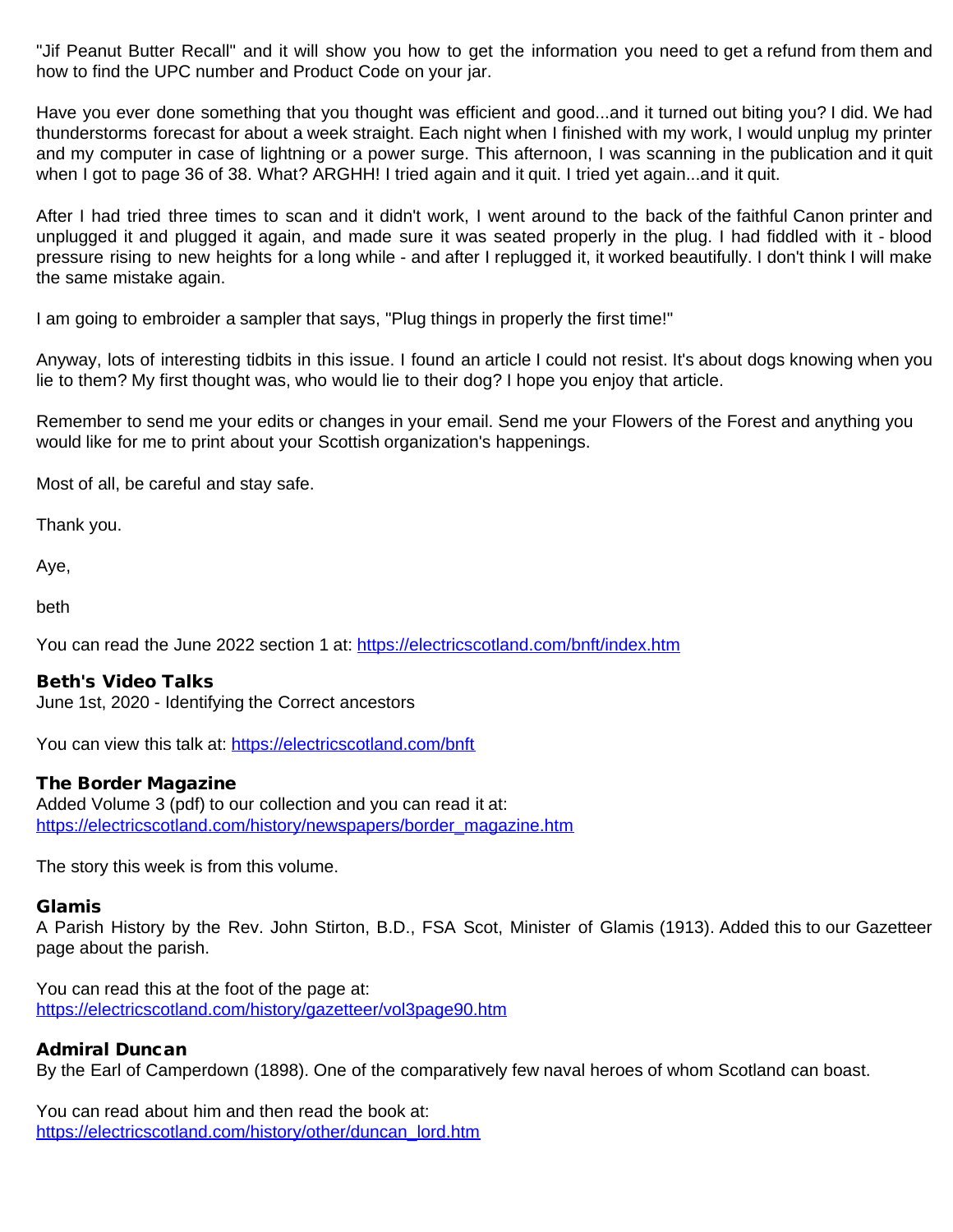"Jif Peanut Butter Recall" and it will show you how to get the information you need to get a refund from them and how to find the UPC number and Product Code on your jar.

Have you ever done something that you thought was efficient and good...and it turned out biting you? I did. We had thunderstorms forecast for about a week straight. Each night when I finished with my work, I would unplug my printer and my computer in case of lightning or a power surge. This afternoon, I was scanning in the publication and it quit when I got to page 36 of 38. What? ARGHH! I tried again and it quit. I tried yet again...and it quit.

After I had tried three times to scan and it didn't work, I went around to the back of the faithful Canon printer and unplugged it and plugged it again, and made sure it was seated properly in the plug. I had fiddled with it - blood pressure rising to new heights for a long while - and after I replugged it, it worked beautifully. I don't think I will make the same mistake again.

I am going to embroider a sampler that says, "Plug things in properly the first time!"

Anyway, lots of interesting tidbits in this issue. I found an article I could not resist. It's about dogs knowing when you lie to them? My first thought was, who would lie to their dog? I hope you enjoy that article.

Remember to send me your edits or changes in your email. Send me your Flowers of the Forest and anything you would like for me to print about your Scottish organization's happenings.

Most of all, be careful and stay safe.

Thank you.

Aye,

beth

You can read the June 2022 section 1 at: https://electricscotland.com/bnft/index.htm

**Beth's Video Talks**
June 1st, 2020 - Identifying the Correct ancestors

You can view this talk at: https://electricscotland.com/bnft

**The Border Magazine**
Added Volume 3 (pdf) to our collection and you can read it at:
https://electricscotland.com/history/newspapers/border_magazine.htm

The story this week is from this volume.

**Glamis**
A Parish History by the Rev. John Stirton, B.D., FSA Scot, Minister of Glamis (1913). Added this to our Gazetteer page about the parish.

You can read this at the foot of the page at:
https://electricscotland.com/history/gazetteer/vol3page90.htm

**Admiral Duncan**
By the Earl of Camperdown (1898). One of the comparatively few naval heroes of whom Scotland can boast.

You can read about him and then read the book at:
https://electricscotland.com/history/other/duncan_lord.htm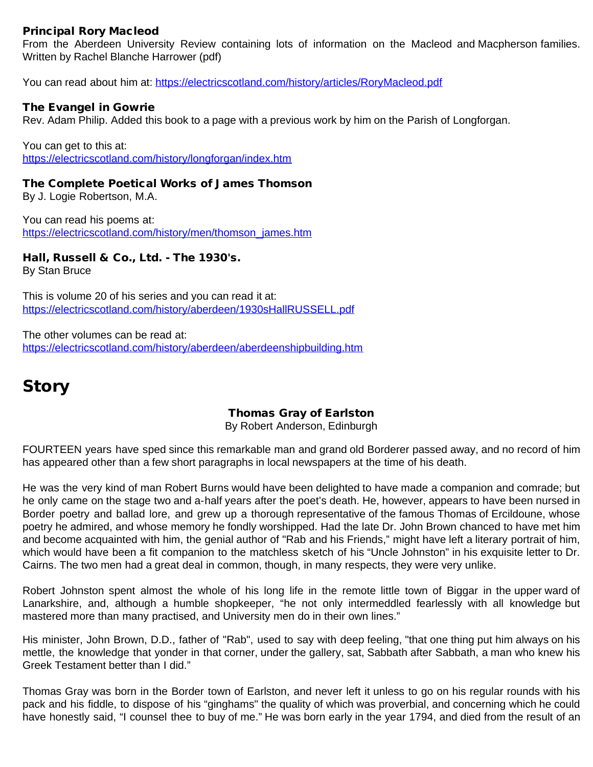### Principal Rory Macleod

From the Aberdeen University Review containing lots of information on the Macleod and Macpherson families. Written by Rachel Blanche Harrower (pdf)

You can read about him at: https://electricscotland.com/history/articles/RoryMacleod.pdf

### The Evangel in Gowrie

Rev. Adam Philip. Added this book to a page with a previous work by him on the Parish of Longforgan.

You can get to this at:
https://electricscotland.com/history/longforgan/index.htm

### The Complete Poetical Works of James Thomson

By J. Logie Robertson, M.A.

You can read his poems at:
https://electricscotland.com/history/men/thomson_james.htm

### Hall, Russell & Co., Ltd. - The 1930's.

By Stan Bruce

This is volume 20 of his series and you can read it at:
https://electricscotland.com/history/aberdeen/1930sHallRUSSELL.pdf

The other volumes can be read at:
https://electricscotland.com/history/aberdeen/aberdeenshipbuilding.htm

## Story

### Thomas Gray of Earlston

By Robert Anderson, Edinburgh

FOURTEEN years have sped since this remarkable man and grand old Borderer passed away, and no record of him has appeared other than a few short paragraphs in local newspapers at the time of his death.

He was the very kind of man Robert Burns would have been delighted to have made a companion and comrade; but he only came on the stage two and a-half years after the poet's death. He, however, appears to have been nursed in Border poetry and ballad lore, and grew up a thorough representative of the famous Thomas of Ercildoune, whose poetry he admired, and whose memory he fondly worshipped. Had the late Dr. John Brown chanced to have met him and become acquainted with him, the genial author of "Rab and his Friends," might have left a literary portrait of him, which would have been a fit companion to the matchless sketch of his "Uncle Johnston" in his exquisite letter to Dr. Cairns. The two men had a great deal in common, though, in many respects, they were very unlike.

Robert Johnston spent almost the whole of his long life in the remote little town of Biggar in the upper ward of Lanarkshire, and, although a humble shopkeeper, "he not only intermeddled fearlessly with all knowledge but mastered more than many practised, and University men do in their own lines."

His minister, John Brown, D.D., father of "Rab", used to say with deep feeling, "that one thing put him always on his mettle, the knowledge that yonder in that corner, under the gallery, sat, Sabbath after Sabbath, a man who knew his Greek Testament better than I did."

Thomas Gray was born in the Border town of Earlston, and never left it unless to go on his regular rounds with his pack and his fiddle, to dispose of his "ginghams" the quality of which was proverbial, and concerning which he could have honestly said, "I counsel thee to buy of me." He was born early in the year 1794, and died from the result of an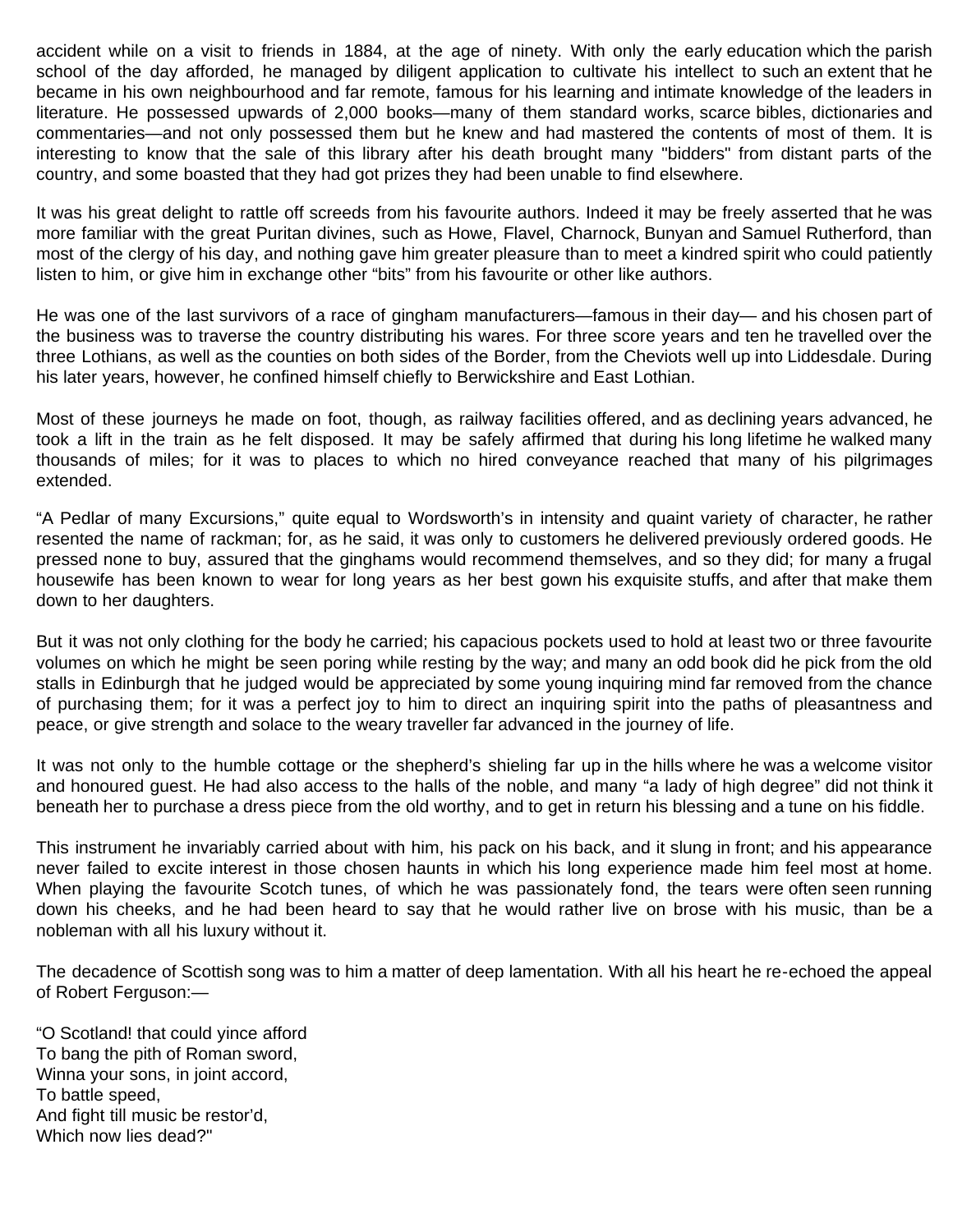accident while on a visit to friends in 1884, at the age of ninety. With only the early education which the parish school of the day afforded, he managed by diligent application to cultivate his intellect to such an extent that he became in his own neighbourhood and far remote, famous for his learning and intimate knowledge of the leaders in literature. He possessed upwards of 2,000 books—many of them standard works, scarce bibles, dictionaries and commentaries—and not only possessed them but he knew and had mastered the contents of most of them. It is interesting to know that the sale of this library after his death brought many "bidders" from distant parts of the country, and some boasted that they had got prizes they had been unable to find elsewhere.

It was his great delight to rattle off screeds from his favourite authors. Indeed it may be freely asserted that he was more familiar with the great Puritan divines, such as Howe, Flavel, Charnock, Bunyan and Samuel Rutherford, than most of the clergy of his day, and nothing gave him greater pleasure than to meet a kindred spirit who could patiently listen to him, or give him in exchange other “bits” from his favourite or other like authors.

He was one of the last survivors of a race of gingham manufacturers—famous in their day— and his chosen part of the business was to traverse the country distributing his wares. For three score years and ten he travelled over the three Lothians, as well as the counties on both sides of the Border, from the Cheviots well up into Liddesdale. During his later years, however, he confined himself chiefly to Berwickshire and East Lothian.

Most of these journeys he made on foot, though, as railway facilities offered, and as declining years advanced, he took a lift in the train as he felt disposed. It may be safely affirmed that during his long lifetime he walked many thousands of miles; for it was to places to which no hired conveyance reached that many of his pilgrimages extended.

“A Pedlar of many Excursions,” quite equal to Wordsworth’s in intensity and quaint variety of character, he rather resented the name of rackman; for, as he said, it was only to customers he delivered previously ordered goods. He pressed none to buy, assured that the ginghams would recommend themselves, and so they did; for many a frugal housewife has been known to wear for long years as her best gown his exquisite stuffs, and after that make them down to her daughters.

But it was not only clothing for the body he carried; his capacious pockets used to hold at least two or three favourite volumes on which he might be seen poring while resting by the way; and many an odd book did he pick from the old stalls in Edinburgh that he judged would be appreciated by some young inquiring mind far removed from the chance of purchasing them; for it was a perfect joy to him to direct an inquiring spirit into the paths of pleasantness and peace, or give strength and solace to the weary traveller far advanced in the journey of life.

It was not only to the humble cottage or the shepherd’s shieling far up in the hills where he was a welcome visitor and honoured guest. He had also access to the halls of the noble, and many “a lady of high degree” did not think it beneath her to purchase a dress piece from the old worthy, and to get in return his blessing and a tune on his fiddle.

This instrument he invariably carried about with him, his pack on his back, and it slung in front; and his appearance never failed to excite interest in those chosen haunts in which his long experience made him feel most at home. When playing the favourite Scotch tunes, of which he was passionately fond, the tears were often seen running down his cheeks, and he had been heard to say that he would rather live on brose with his music, than be a nobleman with all his luxury without it.

The decadence of Scottish song was to him a matter of deep lamentation. With all his heart he re-echoed the appeal of Robert Ferguson:—

“O Scotland! that could yince afford  
To bang the pith of Roman sword,  
Winna your sons, in joint accord,  
To battle speed,  
And fight till music be restor’d,  
Which now lies dead?"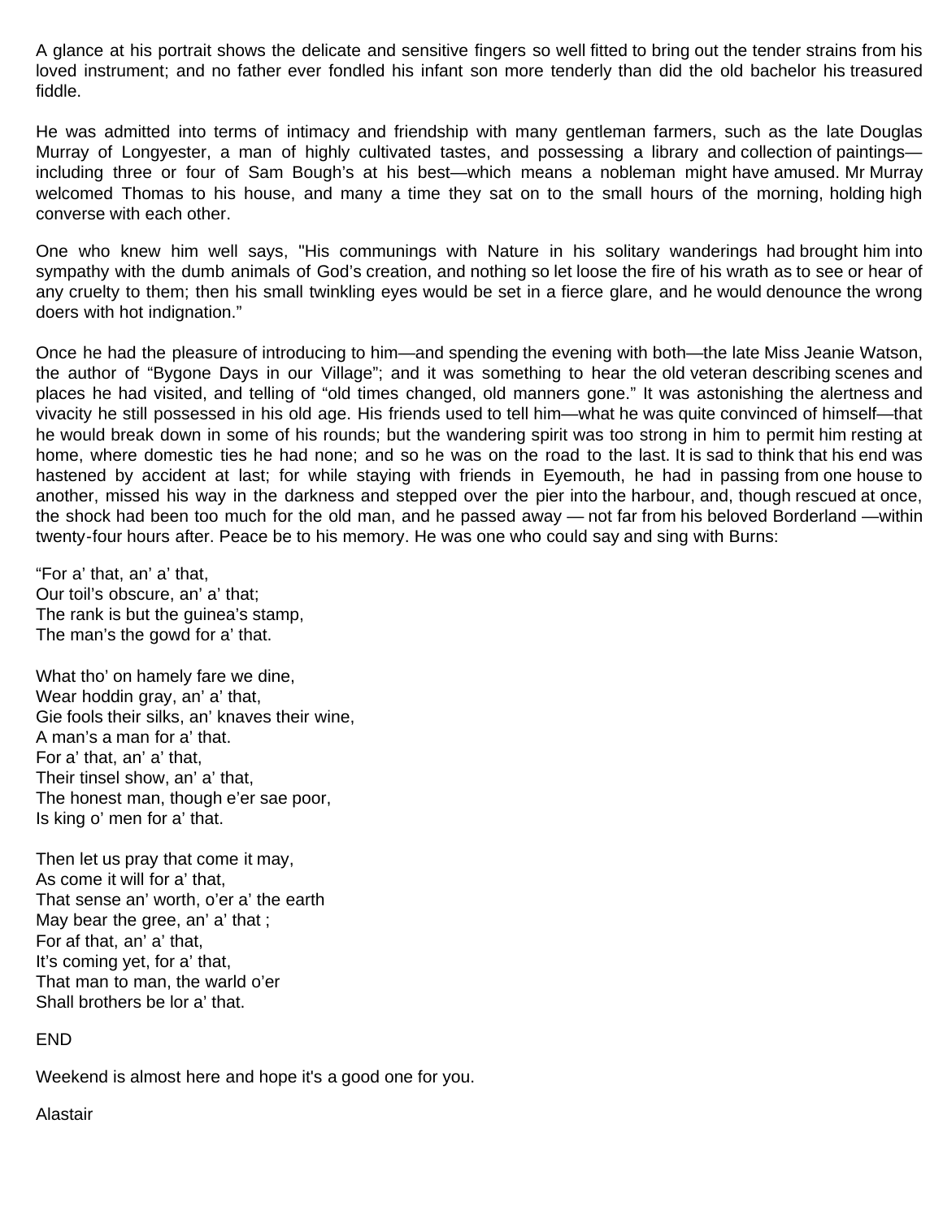A glance at his portrait shows the delicate and sensitive fingers so well fitted to bring out the tender strains from his loved instrument; and no father ever fondled his infant son more tenderly than did the old bachelor his treasured fiddle.

He was admitted into terms of intimacy and friendship with many gentleman farmers, such as the late Douglas Murray of Longyester, a man of highly cultivated tastes, and possessing a library and collection of paintings—including three or four of Sam Bough's at his best—which means a nobleman might have amused. Mr Murray welcomed Thomas to his house, and many a time they sat on to the small hours of the morning, holding high converse with each other.

One who knew him well says, "His communings with Nature in his solitary wanderings had brought him into sympathy with the dumb animals of God's creation, and nothing so let loose the fire of his wrath as to see or hear of any cruelty to them; then his small twinkling eyes would be set in a fierce glare, and he would denounce the wrong doers with hot indignation."

Once he had the pleasure of introducing to him—and spending the evening with both—the late Miss Jeanie Watson, the author of "Bygone Days in our Village"; and it was something to hear the old veteran describing scenes and places he had visited, and telling of "old times changed, old manners gone." It was astonishing the alertness and vivacity he still possessed in his old age. His friends used to tell him—what he was quite convinced of himself—that he would break down in some of his rounds; but the wandering spirit was too strong in him to permit him resting at home, where domestic ties he had none; and so he was on the road to the last. It is sad to think that his end was hastened by accident at last; for while staying with friends in Eyemouth, he had in passing from one house to another, missed his way in the darkness and stepped over the pier into the harbour, and, though rescued at once, the shock had been too much for the old man, and he passed away — not far from his beloved Borderland —within twenty-four hours after. Peace be to his memory. He was one who could say and sing with Burns:

"For a' that, an' a' that,
Our toil's obscure, an' a' that;
The rank is but the guinea's stamp,
The man's the gowd for a' that.

What tho' on hamely fare we dine,
Wear hoddin gray, an' a' that,
Gie fools their silks, an' knaves their wine,
A man's a man for a' that.
For a' that, an' a' that,
Their tinsel show, an' a' that,
The honest man, though e'er sae poor,
Is king o' men for a' that.

Then let us pray that come it may,
As come it will for a' that,
That sense an' worth, o'er a' the earth
May bear the gree, an' a' that ;
For af that, an' a' that,
It's coming yet, for a' that,
That man to man, the warld o'er
Shall brothers be lor a' that.

END

Weekend is almost here and hope it's a good one for you.

Alastair